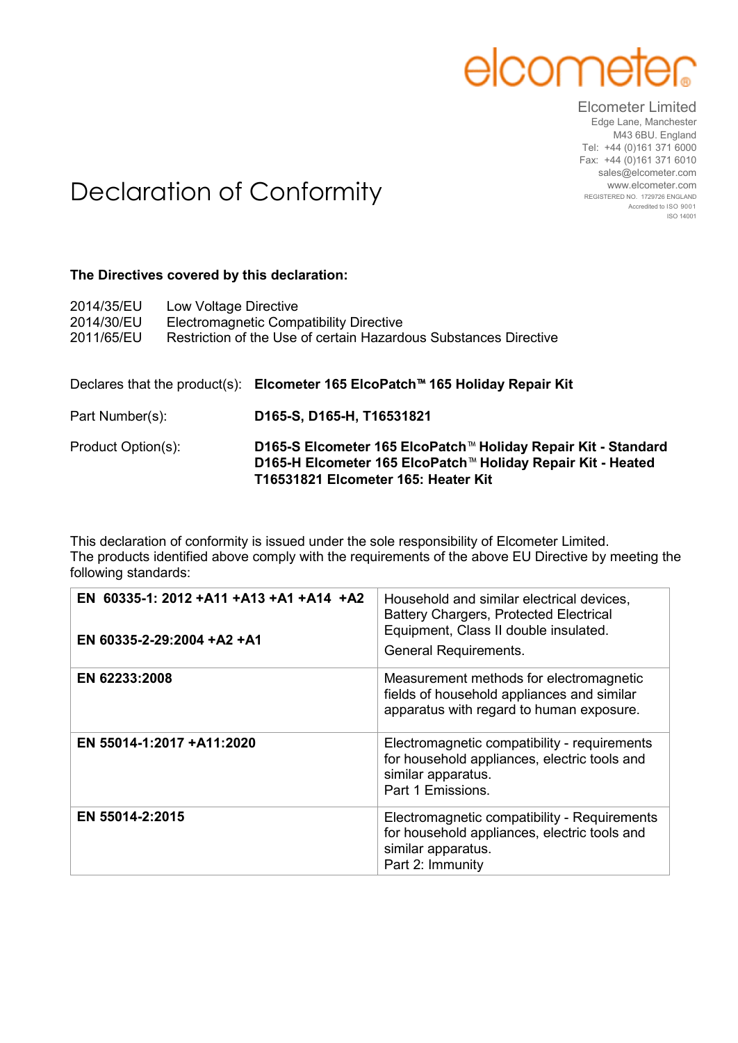elcometer

Elcometer Limited
Edge Lane, Manchester
M43 6BU. England
Tel: +44 (0)161 371 6000
Fax: +44 (0)161 371 6010
sales@elcometer.com
www.elcometer.com
REGISTERED NO. 1729726 ENGLAND
Accredited to ISO 9001
ISO 14001

# Declaration of Conformity

**The Directives covered by this declaration:**

2014/35/EU Low Voltage Directive
2014/30/EU Electromagnetic Compatibility Directive
2011/65/EU Restriction of the Use of certain Hazardous Substances Directive

Declares that the product(s): **Elcometer 165 ElcoPatch™ 165 Holiday Repair Kit**

Part Number(s): **D165-S, D165-H, T16531821**

Product Option(s):
**D165-S Elcometer 165 ElcoPatch™ Holiday Repair Kit - Standard**
**D165-H Elcometer 165 ElcoPatch™ Holiday Repair Kit - Heated**
**T16531821 Elcometer 165: Heater Kit**

This declaration of conformity is issued under the sole responsibility of Elcometer Limited.
The products identified above comply with the requirements of the above EU Directive by meeting the following standards:

| Standard | Description |
| --- | --- |
| **EN 60335-1: 2012 +A11 +A13 +A1 +A14 +A2**<br><br>**EN 60335-2-29:2004 +A2 +A1** | Household and similar electrical devices, Battery Chargers, Protected Electrical Equipment, Class II double insulated.<br>General Requirements. |
| **EN 62233:2008** | Measurement methods for electromagnetic fields of household appliances and similar apparatus with regard to human exposure. |
| **EN 55014-1:2017 +A11:2020** | Electromagnetic compatibility - requirements for household appliances, electric tools and similar apparatus.<br>Part 1 Emissions. |
| **EN 55014-2:2015** | Electromagnetic compatibility - Requirements for household appliances, electric tools and similar apparatus.<br>Part 2: Immunity |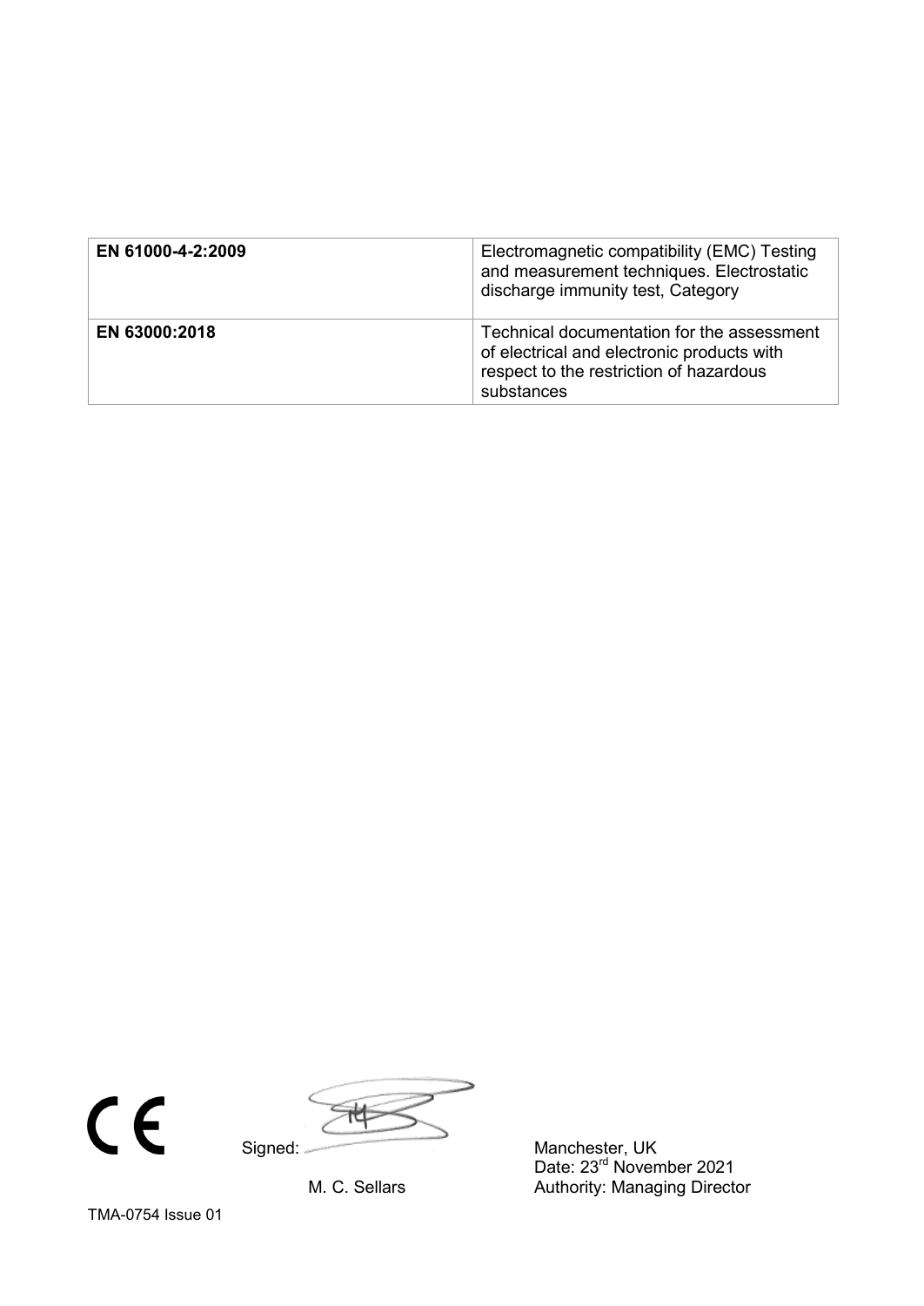| | |
|---|---|
| **EN 61000-4-2:2009** | Electromagnetic compatibility (EMC) Testing and measurement techniques. Electrostatic discharge immunity test, Category |
| **EN 63000:2018** | Technical documentation for the assessment of electrical and electronic products with respect to the restriction of hazardous substances |

CE

Signed:

M. C. Sellars

Manchester, UK
Date: 23rd November 2021
Authority: Managing Director

TMA-0754 Issue 01